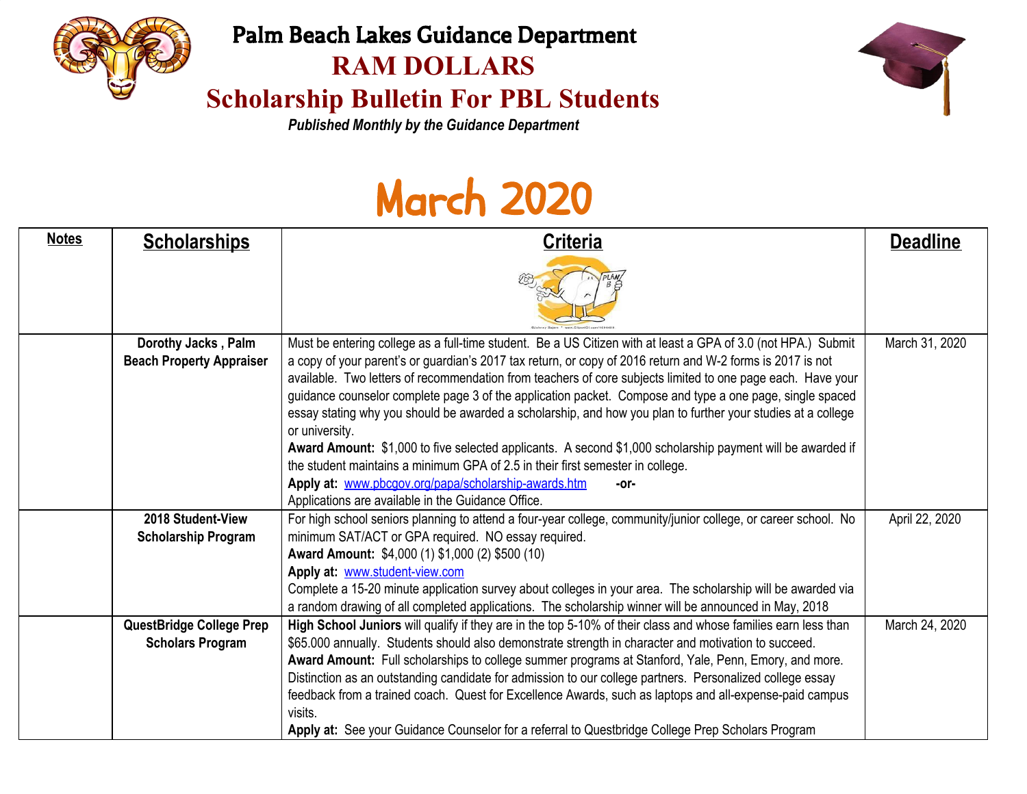# Palm Beach Lakes Guidance Department

## RAM DOLLARS

## Scholarship Bulletin For PBL Students

*Published Monthly by the Guidance Department*

# March 2020

| Notes | Scholarships | Criteria | Deadline |
|---|---|---|---|
| | **Dorothy Jacks , Palm Beach Property Appraiser** | Must be entering college as a full-time student. Be a US Citizen with at least a GPA of 3.0 (not HPA.) Submit a copy of your parent's or guardian's 2017 tax return, or copy of 2016 return and W-2 forms is 2017 is not available. Two letters of recommendation from teachers of core subjects limited to one page each. Have your guidance counselor complete page 3 of the application packet. Compose and type a one page, single spaced essay stating why you should be awarded a scholarship, and how you plan to further your studies at a college or university.<br>**Award Amount:** $1,000 to five selected applicants. A second $1,000 scholarship payment will be awarded if the student maintains a minimum GPA of 2.5 in their first semester in college.<br>**Apply at:** www.pbcgov.org/papa/scholarship-awards.htm **-or-**<br>Applications are available in the Guidance Office. | March 31, 2020 |
| | **2018 Student-View Scholarship Program** | For high school seniors planning to attend a four-year college, community/junior college, or career school. No minimum SAT/ACT or GPA required. NO essay required.<br>**Award Amount:** $4,000 (1) $1,000 (2) $500 (10)<br>**Apply at:** www.student-view.com<br>Complete a 15-20 minute application survey about colleges in your area. The scholarship will be awarded via a random drawing of all completed applications. The scholarship winner will be announced in May, 2018 | April 22, 2020 |
| | **QuestBridge College Prep Scholars Program** | **High School Juniors** will qualify if they are in the top 5-10% of their class and whose families earn less than $65.000 annually. Students should also demonstrate strength in character and motivation to succeed.<br>**Award Amount:** Full scholarships to college summer programs at Stanford, Yale, Penn, Emory, and more. Distinction as an outstanding candidate for admission to our college partners. Personalized college essay feedback from a trained coach. Quest for Excellence Awards, such as laptops and all-expense-paid campus visits.<br>**Apply at:** See your Guidance Counselor for a referral to Questbridge College Prep Scholars Program | March 24, 2020 |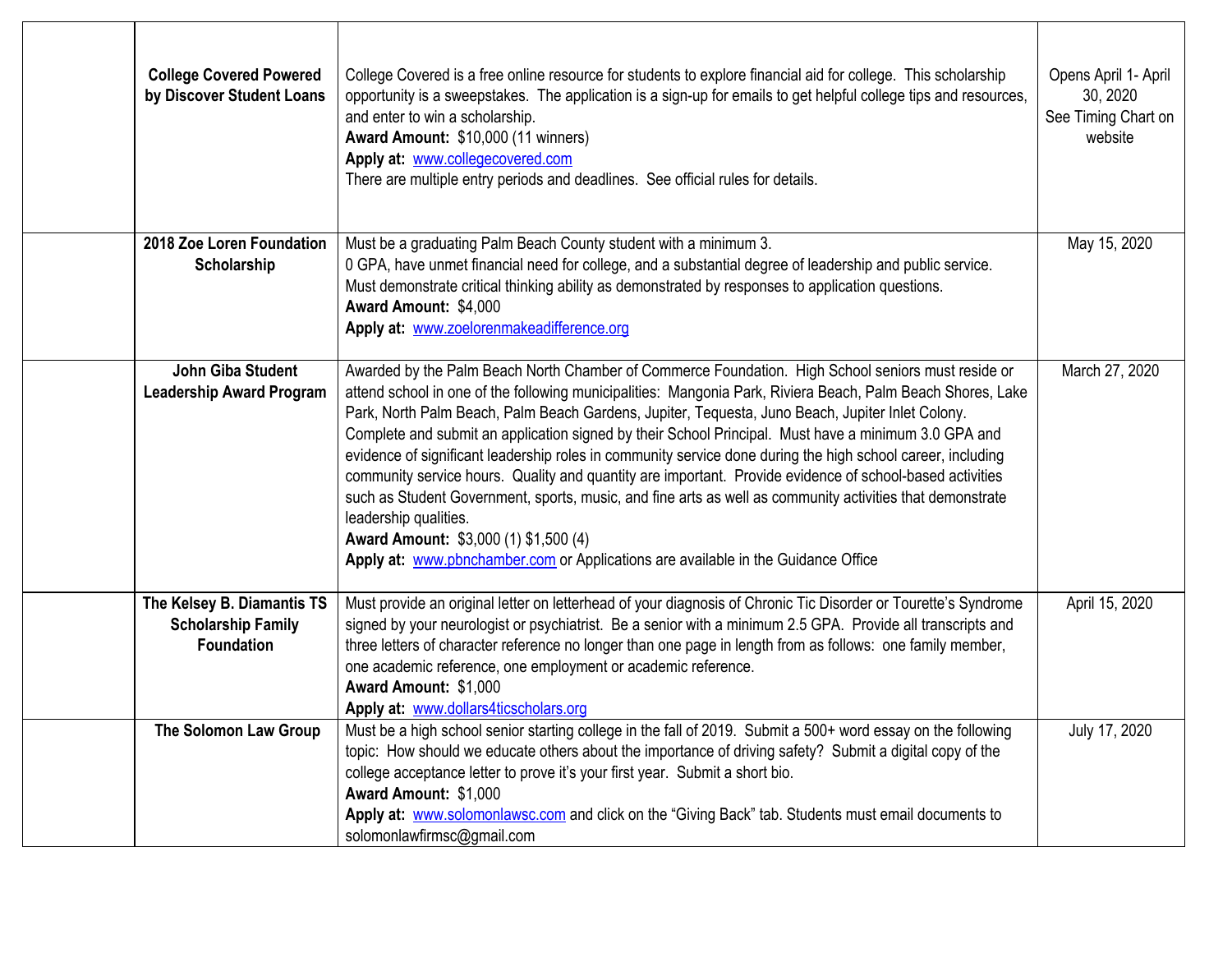| | | | |
|---|---|---|---|
| | **College Covered Powered by Discover Student Loans** | College Covered is a free online resource for students to explore financial aid for college. This scholarship opportunity is a sweepstakes. The application is a sign-up for emails to get helpful college tips and resources, and enter to win a scholarship.<br>**Award Amount:** $10,000 (11 winners)<br>**Apply at:** www.collegecovered.com<br>There are multiple entry periods and deadlines. See official rules for details. | Opens April 1- April 30, 2020<br>See Timing Chart on website |
| | **2018 Zoe Loren Foundation Scholarship** | Must be a graduating Palm Beach County student with a minimum 3.<br>0 GPA, have unmet financial need for college, and a substantial degree of leadership and public service. Must demonstrate critical thinking ability as demonstrated by responses to application questions.<br>**Award Amount:** $4,000<br>**Apply at:** www.zoelorenmakeadifference.org | May 15, 2020 |
| | **John Giba Student Leadership Award Program** | Awarded by the Palm Beach North Chamber of Commerce Foundation. High School seniors must reside or attend school in one of the following municipalities: Mangonia Park, Riviera Beach, Palm Beach Shores, Lake Park, North Palm Beach, Palm Beach Gardens, Jupiter, Tequesta, Juno Beach, Jupiter Inlet Colony. Complete and submit an application signed by their School Principal. Must have a minimum 3.0 GPA and evidence of significant leadership roles in community service done during the high school career, including community service hours. Quality and quantity are important. Provide evidence of school-based activities such as Student Government, sports, music, and fine arts as well as community activities that demonstrate leadership qualities.<br>**Award Amount:** $3,000 (1) $1,500 (4)<br>**Apply at:** www.pbnchamber.com or Applications are available in the Guidance Office | March 27, 2020 |
| | **The Kelsey B. Diamantis TS Scholarship Family Foundation** | Must provide an original letter on letterhead of your diagnosis of Chronic Tic Disorder or Tourette's Syndrome signed by your neurologist or psychiatrist. Be a senior with a minimum 2.5 GPA. Provide all transcripts and three letters of character reference no longer than one page in length from as follows: one family member, one academic reference, one employment or academic reference.<br>**Award Amount:** $1,000<br>**Apply at:** www.dollars4ticscholars.org | April 15, 2020 |
| | **The Solomon Law Group** | Must be a high school senior starting college in the fall of 2019. Submit a 500+ word essay on the following topic: How should we educate others about the importance of driving safety? Submit a digital copy of the college acceptance letter to prove it's your first year. Submit a short bio.<br>**Award Amount:** $1,000<br>**Apply at:** www.solomonlawsc.com and click on the "Giving Back" tab. Students must email documents to solomonlawfirmsc@gmail.com | July 17, 2020 |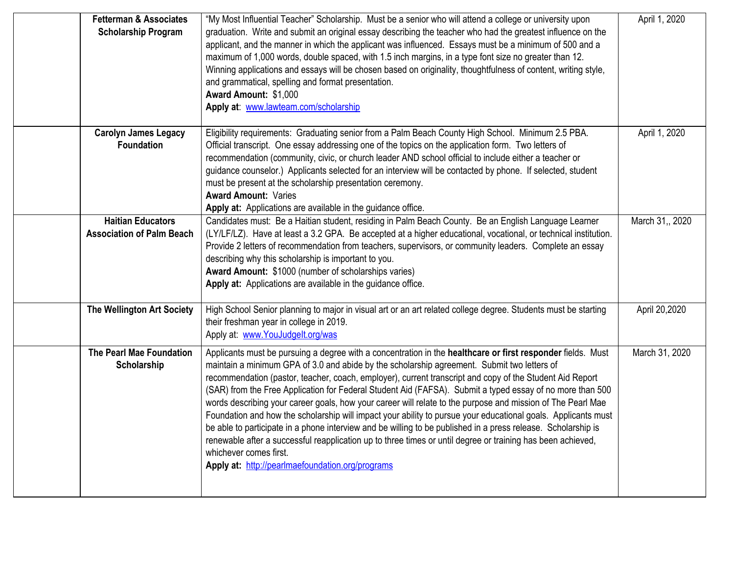| | | | |
|---|---|---|---|
| | **Fetterman & Associates Scholarship Program** | "My Most Influential Teacher" Scholarship. Must be a senior who will attend a college or university upon graduation. Write and submit an original essay describing the teacher who had the greatest influence on the applicant, and the manner in which the applicant was influenced. Essays must be a minimum of 500 and a maximum of 1,000 words, double spaced, with 1.5 inch margins, in a type font size no greater than 12. Winning applications and essays will be chosen based on originality, thoughtfulness of content, writing style, and grammatical, spelling and format presentation.<br>**Award Amount:** $1,000<br>**Apply at**: www.lawteam.com/scholarship | April 1, 2020 |
| | **Carolyn James Legacy Foundation** | Eligibility requirements: Graduating senior from a Palm Beach County High School. Minimum 2.5 PBA. Official transcript. One essay addressing one of the topics on the application form. Two letters of recommendation (community, civic, or church leader AND school official to include either a teacher or guidance counselor.) Applicants selected for an interview will be contacted by phone. If selected, student must be present at the scholarship presentation ceremony.<br>**Award Amount:** Varies<br>**Apply at:** Applications are available in the guidance office. | April 1, 2020 |
| | **Haitian Educators Association of Palm Beach** | Candidates must: Be a Haitian student, residing in Palm Beach County. Be an English Language Learner (LY/LF/LZ). Have at least a 3.2 GPA. Be accepted at a higher educational, vocational, or technical institution. Provide 2 letters of recommendation from teachers, supervisors, or community leaders. Complete an essay describing why this scholarship is important to you.<br>**Award Amount:** $1000 (number of scholarships varies)<br>**Apply at:** Applications are available in the guidance office. | March 31,, 2020 |
| | **The Wellington Art Society** | High School Senior planning to major in visual art or an art related college degree. Students must be starting their freshman year in college in 2019.<br>Apply at: www.YouJudgeIt.org/was | April 20,2020 |
| | **The Pearl Mae Foundation Scholarship** | Applicants must be pursuing a degree with a concentration in the **healthcare or first responder** fields. Must maintain a minimum GPA of 3.0 and abide by the scholarship agreement. Submit two letters of recommendation (pastor, teacher, coach, employer), current transcript and copy of the Student Aid Report (SAR) from the Free Application for Federal Student Aid (FAFSA). Submit a typed essay of no more than 500 words describing your career goals, how your career will relate to the purpose and mission of The Pearl Mae Foundation and how the scholarship will impact your ability to pursue your educational goals. Applicants must be able to participate in a phone interview and be willing to be published in a press release. Scholarship is renewable after a successful reapplication up to three times or until degree or training has been achieved, whichever comes first.<br>**Apply at:** http://pearlmaefoundation.org/programs | March 31, 2020 |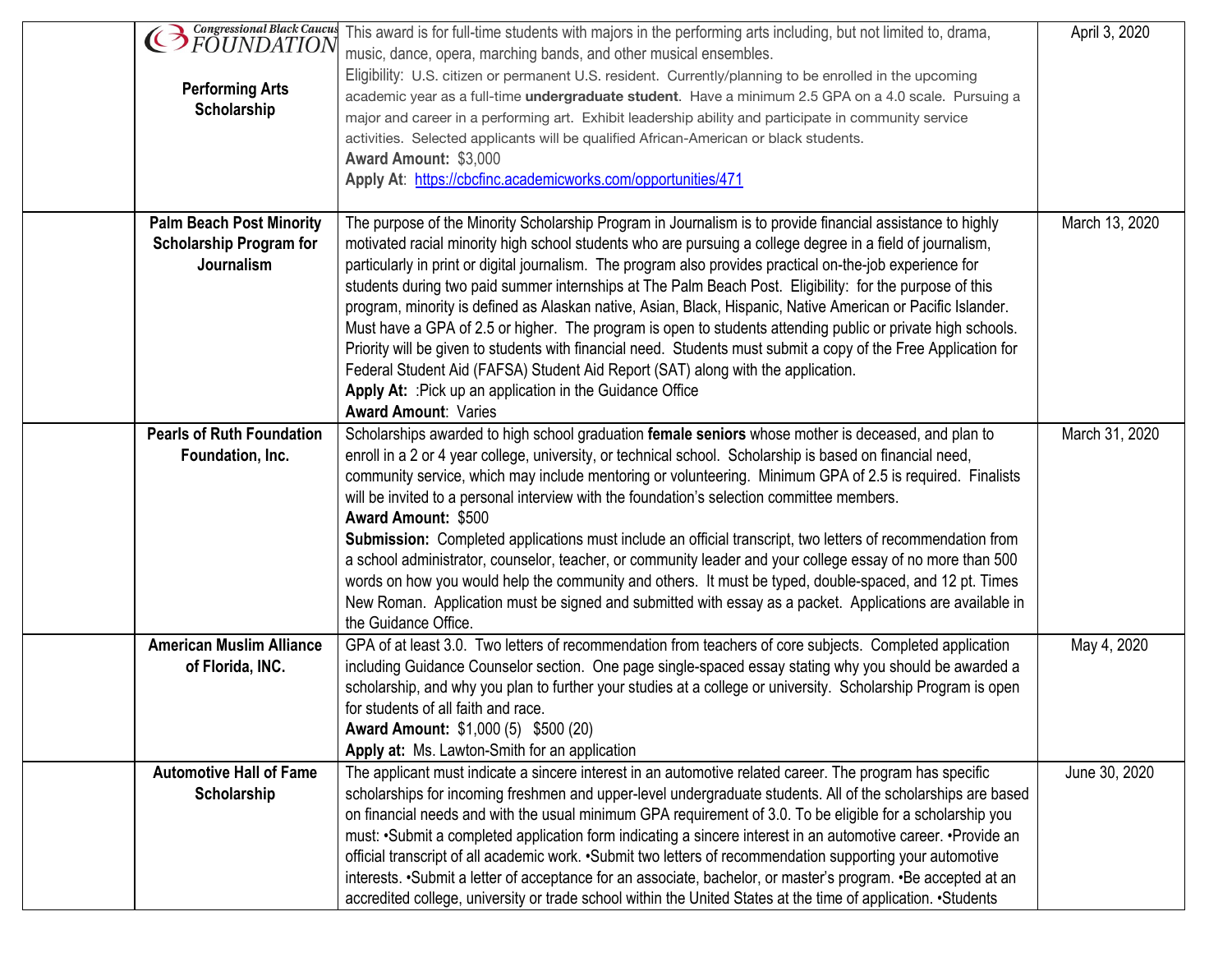|  | Congressional Black Caucus FOUNDATION **Performing Arts Scholarship** | This award is for full-time students with majors in the performing arts including, but not limited to, drama, music, dance, opera, marching bands, and other musical ensembles. Eligibility: U.S. citizen or permanent U.S. resident. Currently/planning to be enrolled in the upcoming academic year as a full-time **undergraduate student**. Have a minimum 2.5 GPA on a 4.0 scale. Pursuing a major and career in a performing art. Exhibit leadership ability and participate in community service activities. Selected applicants will be qualified African-American or black students. **Award Amount:** $3,000 **Apply At**: https://cbcfinc.academicworks.com/opportunities/471 | April 3, 2020 |
|---|---|---|---|
|  | **Palm Beach Post Minority Scholarship Program for Journalism** | The purpose of the Minority Scholarship Program in Journalism is to provide financial assistance to highly motivated racial minority high school students who are pursuing a college degree in a field of journalism, particularly in print or digital journalism. The program also provides practical on-the-job experience for students during two paid summer internships at The Palm Beach Post. Eligibility: for the purpose of this program, minority is defined as Alaskan native, Asian, Black, Hispanic, Native American or Pacific Islander. Must have a GPA of 2.5 or higher. The program is open to students attending public or private high schools. Priority will be given to students with financial need. Students must submit a copy of the Free Application for Federal Student Aid (FAFSA) Student Aid Report (SAT) along with the application. **Apply At:** :Pick up an application in the Guidance Office **Award Amount**: Varies | March 13, 2020 |
|  | **Pearls of Ruth Foundation Foundation, Inc.** | Scholarships awarded to high school graduation **female seniors** whose mother is deceased, and plan to enroll in a 2 or 4 year college, university, or technical school. Scholarship is based on financial need, community service, which may include mentoring or volunteering. Minimum GPA of 2.5 is required. Finalists will be invited to a personal interview with the foundation's selection committee members. **Award Amount:** $500 **Submission:** Completed applications must include an official transcript, two letters of recommendation from a school administrator, counselor, teacher, or community leader and your college essay of no more than 500 words on how you would help the community and others. It must be typed, double-spaced, and 12 pt. Times New Roman. Application must be signed and submitted with essay as a packet. Applications are available in the Guidance Office. | March 31, 2020 |
|  | **American Muslim Alliance of Florida, INC.** | GPA of at least 3.0. Two letters of recommendation from teachers of core subjects. Completed application including Guidance Counselor section. One page single-spaced essay stating why you should be awarded a scholarship, and why you plan to further your studies at a college or university. Scholarship Program is open for students of all faith and race. **Award Amount:** $1,000 (5) $500 (20) **Apply at:** Ms. Lawton-Smith for an application | May 4, 2020 |
|  | **Automotive Hall of Fame Scholarship** | The applicant must indicate a sincere interest in an automotive related career. The program has specific scholarships for incoming freshmen and upper-level undergraduate students. All of the scholarships are based on financial needs and with the usual minimum GPA requirement of 3.0. To be eligible for a scholarship you must: •Submit a completed application form indicating a sincere interest in an automotive career. •Provide an official transcript of all academic work. •Submit two letters of recommendation supporting your automotive interests. •Submit a letter of acceptance for an associate, bachelor, or master's program. •Be accepted at an accredited college, university or trade school within the United States at the time of application. •Students | June 30, 2020 |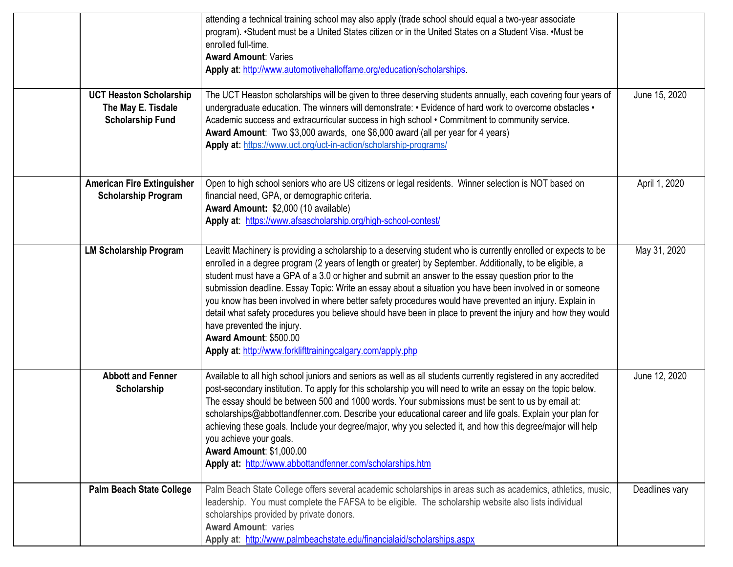| | | | |
|---|---|---|---|
| | | attending a technical training school may also apply (trade school should equal a two-year associate program). •Student must be a United States citizen or in the United States on a Student Visa. •Must be enrolled full-time.<br>**Award Amount**: Varies<br>**Apply at**: http://www.automotivehalloffame.org/education/scholarships. | |
| | **UCT Heaston Scholarship The May E. Tisdale Scholarship Fund** | The UCT Heaston scholarships will be given to three deserving students annually, each covering four years of undergraduate education. The winners will demonstrate: • Evidence of hard work to overcome obstacles • Academic success and extracurricular success in high school • Commitment to community service.<br>**Award Amount**: Two $3,000 awards, one $6,000 award (all per year for 4 years)<br>**Apply at:** https://www.uct.org/uct-in-action/scholarship-programs/ | June 15, 2020 |
| | **American Fire Extinguisher Scholarship Program** | Open to high school seniors who are US citizens or legal residents. Winner selection is NOT based on financial need, GPA, or demographic criteria.<br>**Award Amount:** $2,000 (10 available)<br>**Apply at**: https://www.afsascholarship.org/high-school-contest/ | April 1, 2020 |
| | **LM Scholarship Program** | Leavitt Machinery is providing a scholarship to a deserving student who is currently enrolled or expects to be enrolled in a degree program (2 years of length or greater) by September. Additionally, to be eligible, a student must have a GPA of a 3.0 or higher and submit an answer to the essay question prior to the submission deadline. Essay Topic: Write an essay about a situation you have been involved in or someone you know has been involved in where better safety procedures would have prevented an injury. Explain in detail what safety procedures you believe should have been in place to prevent the injury and how they would have prevented the injury.<br>**Award Amount**: $500.00<br>**Apply at**: http://www.forklifttrainingcalgary.com/apply.php | May 31, 2020 |
| | **Abbott and Fenner Scholarship** | Available to all high school juniors and seniors as well as all students currently registered in any accredited post-secondary institution. To apply for this scholarship you will need to write an essay on the topic below. The essay should be between 500 and 1000 words. Your submissions must be sent to us by email at: scholarships@abbottandfenner.com. Describe your educational career and life goals. Explain your plan for achieving these goals. Include your degree/major, why you selected it, and how this degree/major will help you achieve your goals.<br>**Award Amount**: $1,000.00<br>**Apply at:** http://www.abbottandfenner.com/scholarships.htm | June 12, 2020 |
| | **Palm Beach State College** | Palm Beach State College offers several academic scholarships in areas such as academics, athletics, music, leadership. You must complete the FAFSA to be eligible. The scholarship website also lists individual scholarships provided by private donors.<br>**Award Amount**: varies<br>**Apply at**: http://www.palmbeachstate.edu/financialaid/scholarships.aspx | Deadlines vary |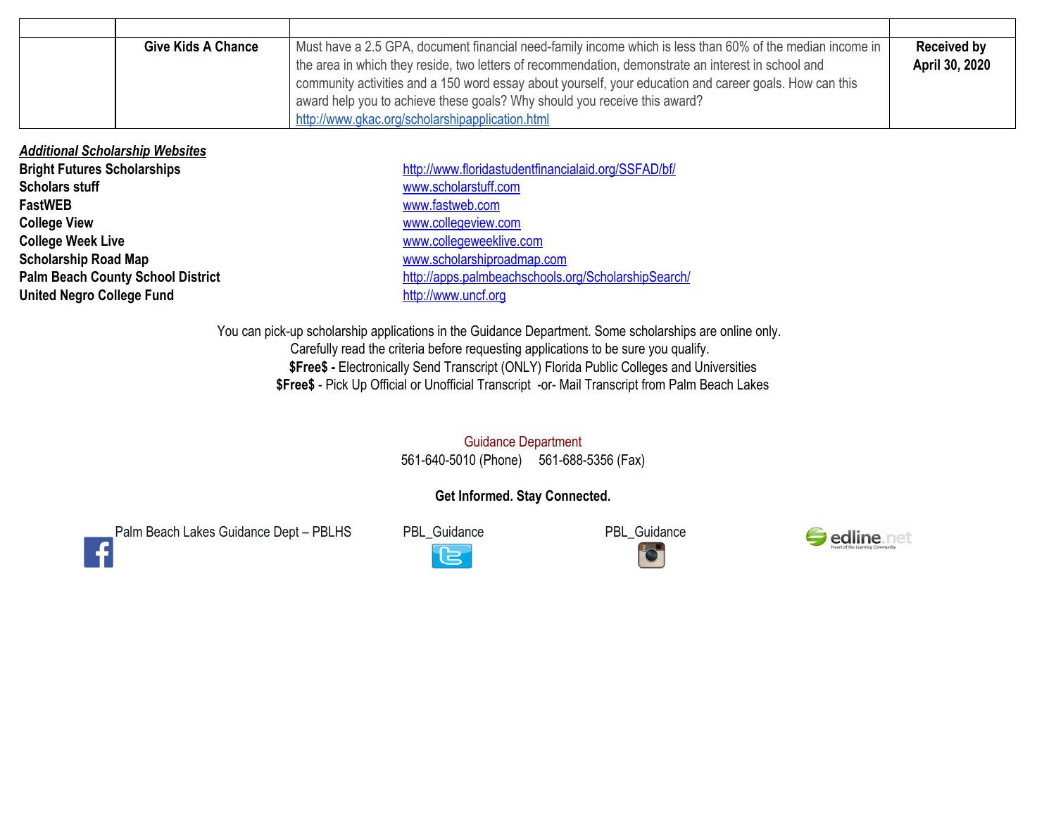| | | | |
|---|---|---|---|
| | | | |
| | **Give Kids A Chance** | Must have a 2.5 GPA, document financial need-family income which is less than 60% of the median income in the area in which they reside, two letters of recommendation, demonstrate an interest in school and community activities and a 150 word essay about yourself, your education and career goals. How can this award help you to achieve these goals? Why should you receive this award? http://www.gkac.org/scholarshipapplication.html | **Received by April 30, 2020** |

***Additional Scholarship Websites***

| | |
|---|---|
| **Bright Futures Scholarships** | http://www.floridastudentfinancialaid.org/SSFAD/bf/ |
| **Scholars stuff** | www.scholarstuff.com |
| **FastWEB** | www.fastweb.com |
| **College View** | www.collegeview.com |
| **College Week Live** | www.collegeweeklive.com |
| **Scholarship Road Map** | www.scholarshiproadmap.com |
| **Palm Beach County School District** | http://apps.palmbeachschools.org/ScholarshipSearch/ |
| **United Negro College Fund** | http://www.uncf.org |

You can pick-up scholarship applications in the Guidance Department. Some scholarships are online only.
Carefully read the criteria before requesting applications to be sure you qualify.
**$Free$ -** Electronically Send Transcript (ONLY) Florida Public Colleges and Universities
**$Free$** - Pick Up Official or Unofficial Transcript -or- Mail Transcript from Palm Beach Lakes

Guidance Department
561-640-5010 (Phone) 561-688-5356 (Fax)

**Get Informed. Stay Connected.**

Palm Beach Lakes Guidance Dept – PBLHS PBL_Guidance PBL_Guidance edline.net